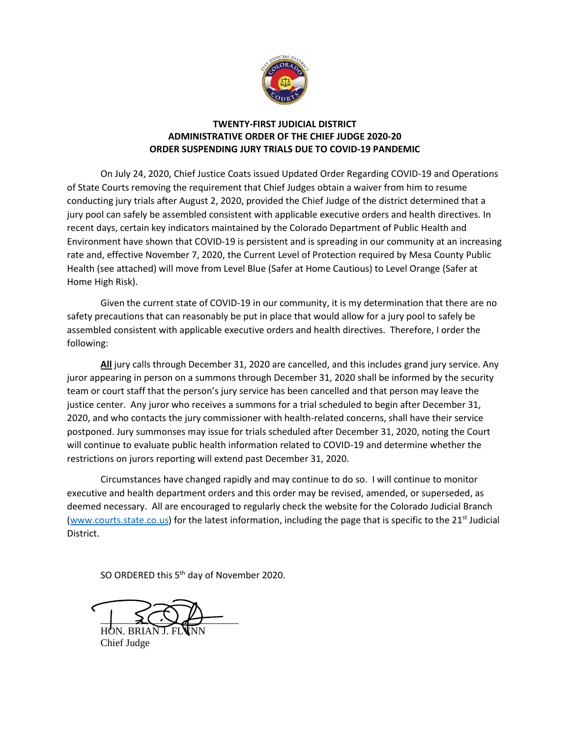# TWENTY-FIRST JUDICIAL DISTRICT
# ADMINISTRATIVE ORDER OF THE CHIEF JUDGE 2020-20
# ORDER SUSPENDING JURY TRIALS DUE TO COVID-19 PANDEMIC

On July 24, 2020, Chief Justice Coats issued Updated Order Regarding COVID-19 and Operations of State Courts removing the requirement that Chief Judges obtain a waiver from him to resume conducting jury trials after August 2, 2020, provided the Chief Judge of the district determined that a jury pool can safely be assembled consistent with applicable executive orders and health directives. In recent days, certain key indicators maintained by the Colorado Department of Public Health and Environment have shown that COVID-19 is persistent and is spreading in our community at an increasing rate and, effective November 7, 2020, the Current Level of Protection required by Mesa County Public Health (see attached) will move from Level Blue (Safer at Home Cautious) to Level Orange (Safer at Home High Risk).

Given the current state of COVID-19 in our community, it is my determination that there are no safety precautions that can reasonably be put in place that would allow for a jury pool to safely be assembled consistent with applicable executive orders and health directives. Therefore, I order the following:

**<u>All</u>** jury calls through December 31, 2020 are cancelled, and this includes grand jury service. Any juror appearing in person on a summons through December 31, 2020 shall be informed by the security team or court staff that the person's jury service has been cancelled and that person may leave the justice center. Any juror who receives a summons for a trial scheduled to begin after December 31, 2020, and who contacts the jury commissioner with health-related concerns, shall have their service postponed. Jury summonses may issue for trials scheduled after December 31, 2020, noting the Court will continue to evaluate public health information related to COVID-19 and determine whether the restrictions on jurors reporting will extend past December 31, 2020.

Circumstances have changed rapidly and may continue to do so. I will continue to monitor executive and health department orders and this order may be revised, amended, or superseded, as deemed necessary. All are encouraged to regularly check the website for the Colorado Judicial Branch (www.courts.state.co.us) for the latest information, including the page that is specific to the 21st Judicial District.

SO ORDERED this 5th day of November 2020.

HON. BRIAN J. FLYNN
Chief Judge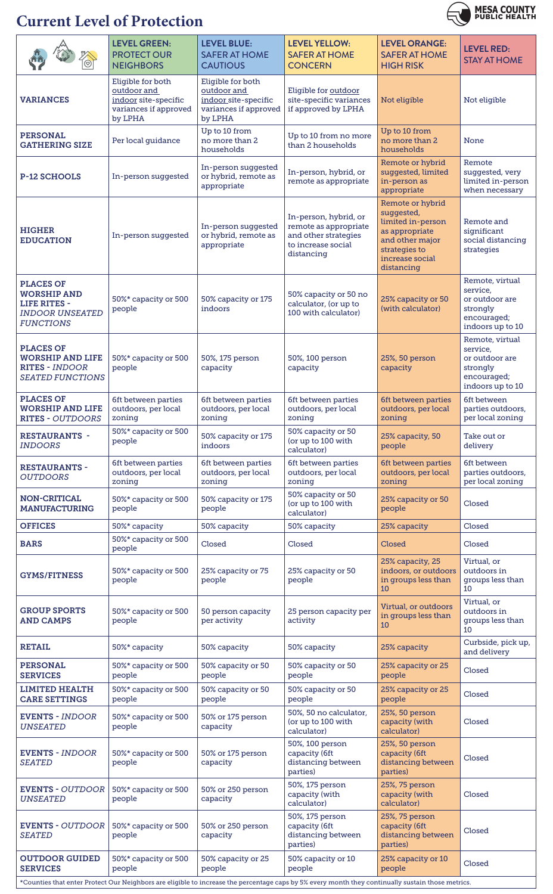# Current Level of Protection

MESA COUNTY PUBLIC HEALTH

| | LEVEL GREEN: PROTECT OUR NEIGHBORS | LEVEL BLUE: SAFER AT HOME CAUTIOUS | LEVEL YELLOW: SAFER AT HOME CONCERN | LEVEL ORANGE: SAFER AT HOME HIGH RISK | LEVEL RED: STAY AT HOME |
|---|---|---|---|---|---|
| **VARIANCES** | Eligible for both outdoor and indoor site-specific variances if approved by LPHA | Eligible for both outdoor and indoor site-specific variances if approved by LPHA | Eligible for outdoor site-specific variances if approved by LPHA | Not eligible | Not eligible |
| **PERSONAL GATHERING SIZE** | Per local guidance | Up to 10 from no more than 2 households | Up to 10 from no more than 2 households | Up to 10 from no more than 2 households | None |
| **P-12 SCHOOLS** | In-person suggested | In-person suggested or hybrid, remote as appropriate | In-person, hybrid, or remote as appropriate | Remote or hybrid suggested, limited in-person as appropriate | Remote suggested, very limited in-person when necessary |
| **HIGHER EDUCATION** | In-person suggested | In-person suggested or hybrid, remote as appropriate | In-person, hybrid, or remote as appropriate and other strategies to increase social distancing | Remote or hybrid suggested, limited in-person as appropriate and other major strategies to increase social distancing | Remote and significant social distancing strategies |
| **PLACES OF WORSHIP AND LIFE RITES -** *INDOOR UNSEATED FUNCTIONS* | 50%* capacity or 500 people | 50% capacity or 175 indoors | 50% capacity or 50 no calculator, (or up to 100 with calculator) | 25% capacity or 50 (with calculator) | Remote, virtual service, or outdoor are strongly encouraged; indoors up to 10 |
| **PLACES OF WORSHIP AND LIFE RITES -** *INDOOR SEATED FUNCTIONS* | 50%* capacity or 500 people | 50%, 175 person capacity | 50%, 100 person capacity | 25%, 50 person capacity | Remote, virtual service, or outdoor are strongly encouraged; indoors up to 10 |
| **PLACES OF WORSHIP AND LIFE RITES -** *OUTDOORS* | 6ft between parties outdoors, per local zoning | 6ft between parties outdoors, per local zoning | 6ft between parties outdoors, per local zoning | 6ft between parties outdoors, per local zoning | 6ft between parties outdoors, per local zoning |
| **RESTAURANTS -** *INDOORS* | 50%* capacity or 500 people | 50% capacity or 175 indoors | 50% capacity or 50 (or up to 100 with calculator) | 25% capacity, 50 people | Take out or delivery |
| **RESTAURANTS -** *OUTDOORS* | 6ft between parties outdoors, per local zoning | 6ft between parties outdoors, per local zoning | 6ft between parties outdoors, per local zoning | 6ft between parties outdoors, per local zoning | 6ft between parties outdoors, per local zoning |
| **NON-CRITICAL MANUFACTURING** | 50%* capacity or 500 people | 50% capacity or 175 people | 50% capacity or 50 (or up to 100 with calculator) | 25% capacity or 50 people | Closed |
| **OFFICES** | 50%* capacity | 50% capacity | 50% capacity | 25% capacity | Closed |
| **BARS** | 50%* capacity or 500 people | Closed | Closed | Closed | Closed |
| **GYMS/FITNESS** | 50%* capacity or 500 people | 25% capacity or 75 people | 25% capacity or 50 people | 25% capacity, 25 indoors, or outdoors in groups less than 10 | Virtual, or outdoors in groups less than 10 |
| **GROUP SPORTS AND CAMPS** | 50%* capacity or 500 people | 50 person capacity per activity | 25 person capacity per activity | Virtual, or outdoors in groups less than 10 | Virtual, or outdoors in groups less than 10 |
| **RETAIL** | 50%* capacity | 50% capacity | 50% capacity | 25% capacity | Curbside, pick up, and delivery |
| **PERSONAL SERVICES** | 50%* capacity or 500 people | 50% capacity or 50 people | 50% capacity or 50 people | 25% capacity or 25 people | Closed |
| **LIMITED HEALTH CARE SETTINGS** | 50%* capacity or 500 people | 50% capacity or 50 people | 50% capacity or 50 people | 25% capacity or 25 people | Closed |
| **EVENTS -** *INDOOR UNSEATED* | 50%* capacity or 500 people | 50% or 175 person capacity | 50%, 50 no calculator, (or up to 100 with calculator) | 25%, 50 person capacity (with calculator) | Closed |
| **EVENTS -** *INDOOR SEATED* | 50%* capacity or 500 people | 50% or 175 person capacity | 50%, 100 person capacity (6ft distancing between parties) | 25%, 50 person capacity (6ft distancing between parties) | Closed |
| **EVENTS -** *OUTDOOR UNSEATED* | 50%* capacity or 500 people | 50% or 250 person capacity | 50%, 175 person capacity (with calculator) | 25%, 75 person capacity (with calculator) | Closed |
| **EVENTS -** *OUTDOOR SEATED* | 50%* capacity or 500 people | 50% or 250 person capacity | 50%, 175 person capacity (6ft distancing between parties) | 25%, 75 person capacity (6ft distancing between parties) | Closed |
| **OUTDOOR GUIDED SERVICES** | 50%* capacity or 500 people | 50% capacity or 25 people | 50% capacity or 10 people | 25% capacity or 10 people | Closed |

*Counties that enter Protect Our Neighbors are eligible to increase the percentage caps by 5% every month they continually sustain those metrics.